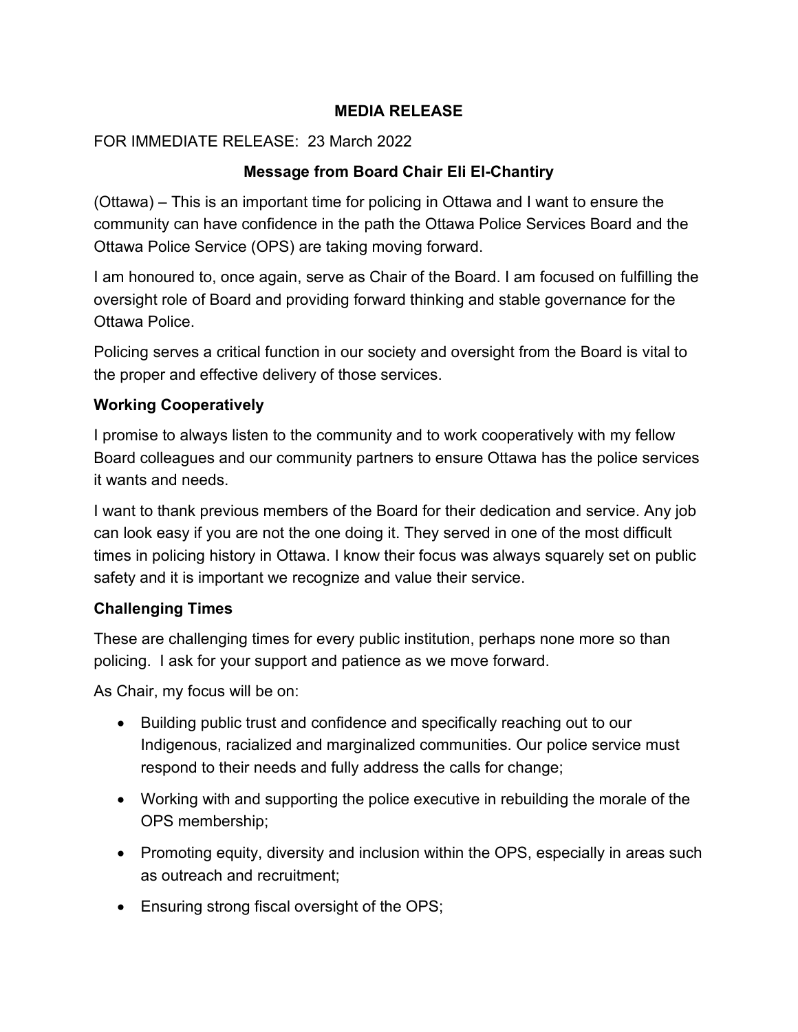# MEDIA RELEASE

FOR IMMEDIATE RELEASE: 23 March 2022

## Message from Board Chair Eli El-Chantiry

(Ottawa) – This is an important time for policing in Ottawa and I want to ensure the community can have confidence in the path the Ottawa Police Services Board and the Ottawa Police Service (OPS) are taking moving forward.

I am honoured to, once again, serve as Chair of the Board. I am focused on fulfilling the oversight role of Board and providing forward thinking and stable governance for the Ottawa Police.

Policing serves a critical function in our society and oversight from the Board is vital to the proper and effective delivery of those services.

### Working Cooperatively

I promise to always listen to the community and to work cooperatively with my fellow Board colleagues and our community partners to ensure Ottawa has the police services it wants and needs.

I want to thank previous members of the Board for their dedication and service. Any job can look easy if you are not the one doing it. They served in one of the most difficult times in policing history in Ottawa. I know their focus was always squarely set on public safety and it is important we recognize and value their service.

### Challenging Times

These are challenging times for every public institution, perhaps none more so than policing. I ask for your support and patience as we move forward.

As Chair, my focus will be on:

- Building public trust and confidence and specifically reaching out to our Indigenous, racialized and marginalized communities. Our police service must respond to their needs and fully address the calls for change;
- Working with and supporting the police executive in rebuilding the morale of the OPS membership;
- Promoting equity, diversity and inclusion within the OPS, especially in areas such as outreach and recruitment;
- Ensuring strong fiscal oversight of the OPS;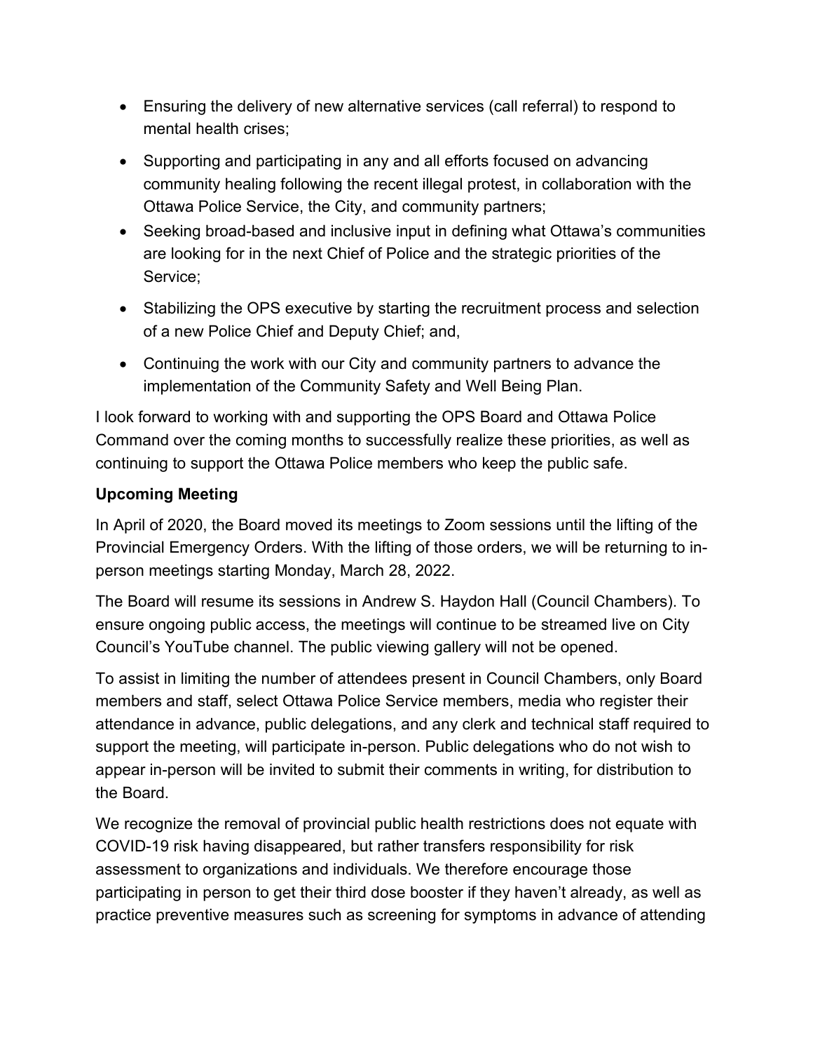- Ensuring the delivery of new alternative services (call referral) to respond to mental health crises;
- Supporting and participating in any and all efforts focused on advancing community healing following the recent illegal protest, in collaboration with the Ottawa Police Service, the City, and community partners;
- Seeking broad-based and inclusive input in defining what Ottawa's communities are looking for in the next Chief of Police and the strategic priorities of the Service;
- Stabilizing the OPS executive by starting the recruitment process and selection of a new Police Chief and Deputy Chief; and,
- Continuing the work with our City and community partners to advance the implementation of the Community Safety and Well Being Plan.

I look forward to working with and supporting the OPS Board and Ottawa Police Command over the coming months to successfully realize these priorities, as well as continuing to support the Ottawa Police members who keep the public safe.

**Upcoming Meeting**

In April of 2020, the Board moved its meetings to Zoom sessions until the lifting of the Provincial Emergency Orders. With the lifting of those orders, we will be returning to in-person meetings starting Monday, March 28, 2022.

The Board will resume its sessions in Andrew S. Haydon Hall (Council Chambers). To ensure ongoing public access, the meetings will continue to be streamed live on City Council's YouTube channel. The public viewing gallery will not be opened.

To assist in limiting the number of attendees present in Council Chambers, only Board members and staff, select Ottawa Police Service members, media who register their attendance in advance, public delegations, and any clerk and technical staff required to support the meeting, will participate in-person. Public delegations who do not wish to appear in-person will be invited to submit their comments in writing, for distribution to the Board.

We recognize the removal of provincial public health restrictions does not equate with COVID-19 risk having disappeared, but rather transfers responsibility for risk assessment to organizations and individuals. We therefore encourage those participating in person to get their third dose booster if they haven't already, as well as practice preventive measures such as screening for symptoms in advance of attending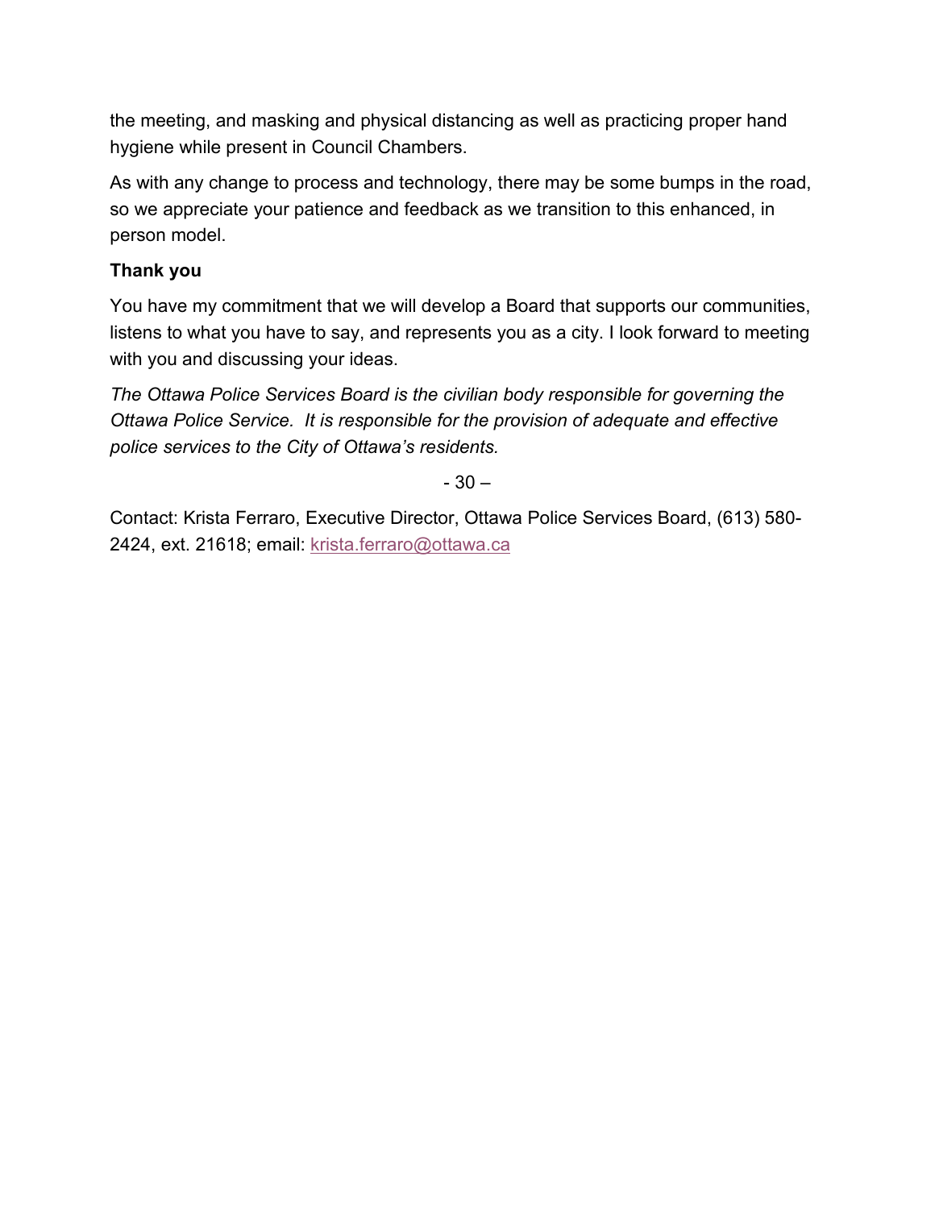the meeting, and masking and physical distancing as well as practicing proper hand hygiene while present in Council Chambers.

As with any change to process and technology, there may be some bumps in the road, so we appreciate your patience and feedback as we transition to this enhanced, in person model.

**Thank you**

You have my commitment that we will develop a Board that supports our communities, listens to what you have to say, and represents you as a city. I look forward to meeting with you and discussing your ideas.

*The Ottawa Police Services Board is the civilian body responsible for governing the Ottawa Police Service. It is responsible for the provision of adequate and effective police services to the City of Ottawa's residents.*

- 30 –

Contact: Krista Ferraro, Executive Director, Ottawa Police Services Board, (613) 580-2424, ext. 21618; email: krista.ferraro@ottawa.ca